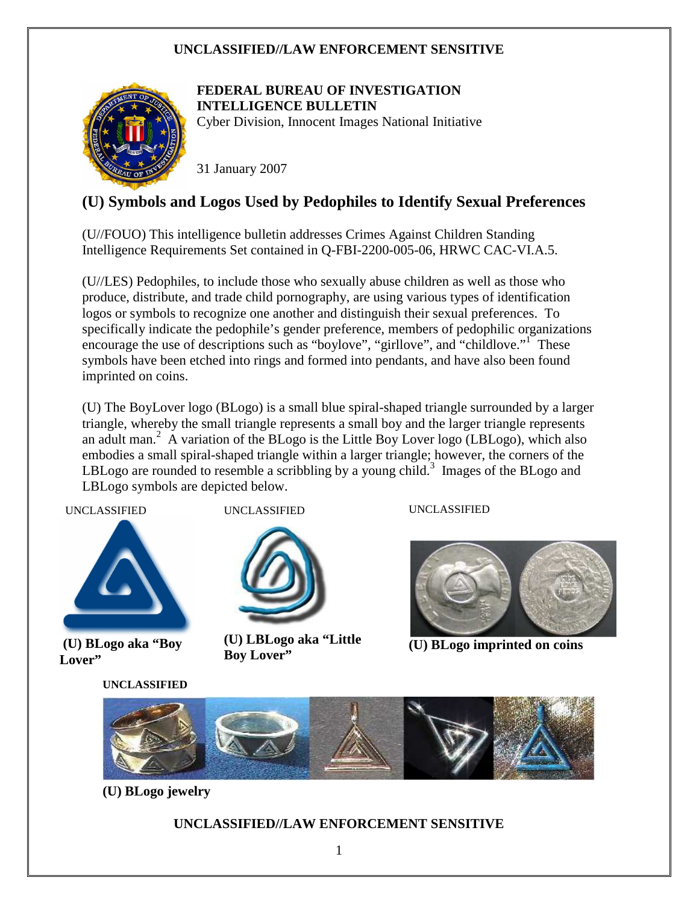UNCLASSIFIED//LAW ENFORCEMENT SENSITIVE

**FEDERAL BUREAU OF INVESTIGATION**
**INTELLIGENCE BULLETIN**
Cyber Division, Innocent Images National Initiative

31 January 2007

# (U) Symbols and Logos Used by Pedophiles to Identify Sexual Preferences

(U//FOUO) This intelligence bulletin addresses Crimes Against Children Standing Intelligence Requirements Set contained in Q-FBI-2200-005-06, HRWC CAC-VI.A.5.

(U//LES) Pedophiles, to include those who sexually abuse children as well as those who produce, distribute, and trade child pornography, are using various types of identification logos or symbols to recognize one another and distinguish their sexual preferences. To specifically indicate the pedophile's gender preference, members of pedophilic organizations encourage the use of descriptions such as "boylove", "girllove", and "childlove."[1] These symbols have been etched into rings and formed into pendants, and have also been found imprinted on coins.

(U) The BoyLover logo (BLogo) is a small blue spiral-shaped triangle surrounded by a larger triangle, whereby the small triangle represents a small boy and the larger triangle represents an adult man.[2] A variation of the BLogo is the Little Boy Lover logo (LBLogo), which also embodies a small spiral-shaped triangle within a larger triangle; however, the corners of the LBLogo are rounded to resemble a scribbling by a young child.[3] Images of the BLogo and LBLogo symbols are depicted below.

UNCLASSIFIED

**(U) BLogo aka "Boy Lover"**

UNCLASSIFIED

**(U) LBLogo aka "Little Boy Lover"**

UNCLASSIFIED

**(U) BLogo imprinted on coins**

**UNCLASSIFIED**

**(U) BLogo jewelry**

UNCLASSIFIED//LAW ENFORCEMENT SENSITIVE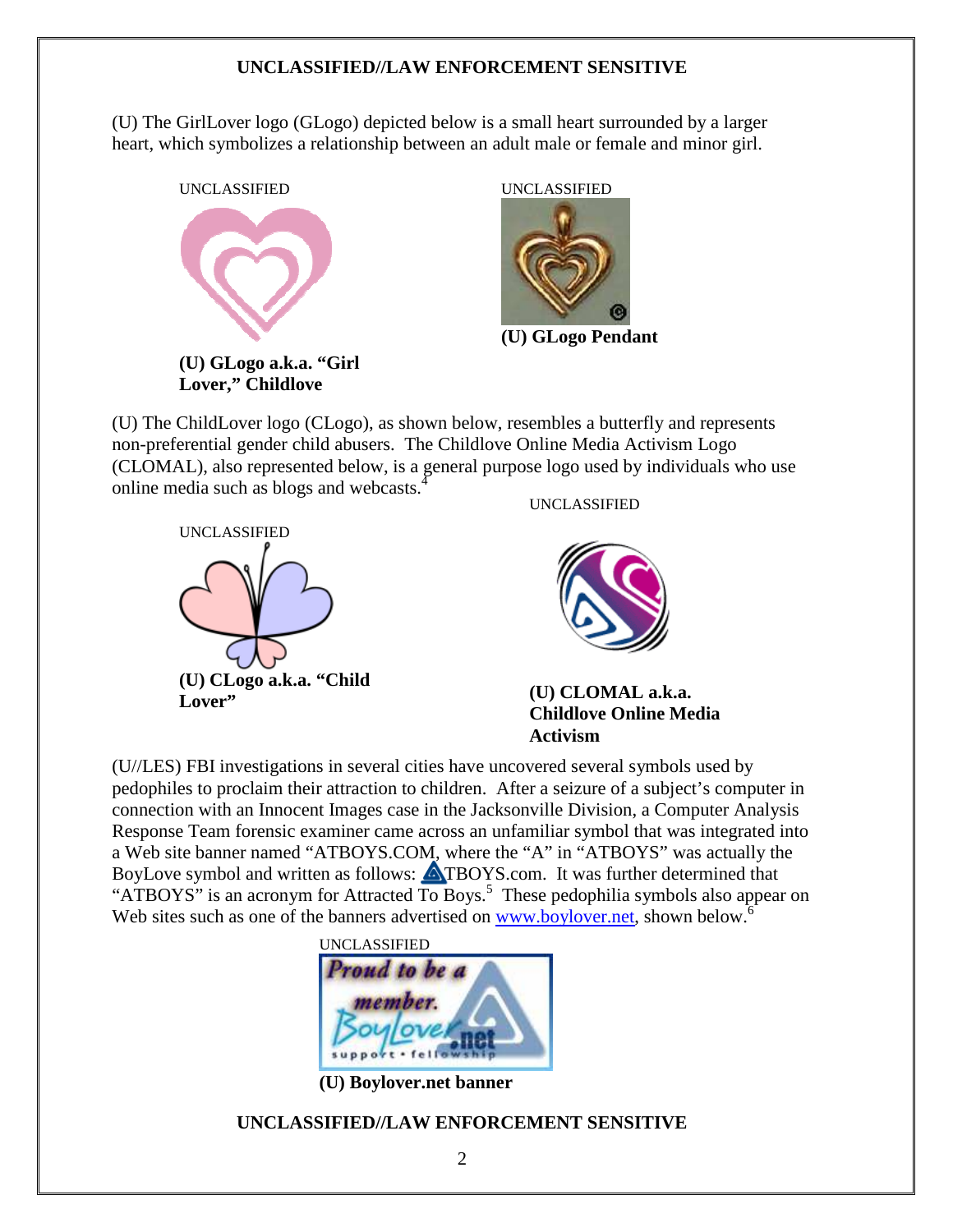(U) The GirlLover logo (GLogo) depicted below is a small heart surrounded by a larger heart, which symbolizes a relationship between an adult male or female and minor girl.

UNCLASSIFIED

**(U) GLogo a.k.a. "Girl Lover," Childlove**

UNCLASSIFIED

**(U) GLogo Pendant**

(U) The ChildLover logo (CLogo), as shown below, resembles a butterfly and represents non-preferential gender child abusers. The Childlove Online Media Activism Logo (CLOMAL), also represented below, is a general purpose logo used by individuals who use online media such as blogs and webcasts.[4]

UNCLASSIFIED

**(U) CLogo a.k.a. "Child Lover"**

UNCLASSIFIED

**(U) CLOMAL a.k.a. Childlove Online Media Activism**

(U//LES) FBI investigations in several cities have uncovered several symbols used by pedophiles to proclaim their attraction to children. After a seizure of a subject's computer in connection with an Innocent Images case in the Jacksonville Division, a Computer Analysis Response Team forensic examiner came across an unfamiliar symbol that was integrated into a Web site banner named "ATBOYS.COM, where the "A" in "ATBOYS" was actually the BoyLove symbol and written as follows: TBOYS.com. It was further determined that "ATBOYS" is an acronym for Attracted To Boys.[5] These pedophilia symbols also appear on Web sites such as one of the banners advertised on www.boylover.net, shown below.[6]

UNCLASSIFIED

**(U) Boylover.net banner**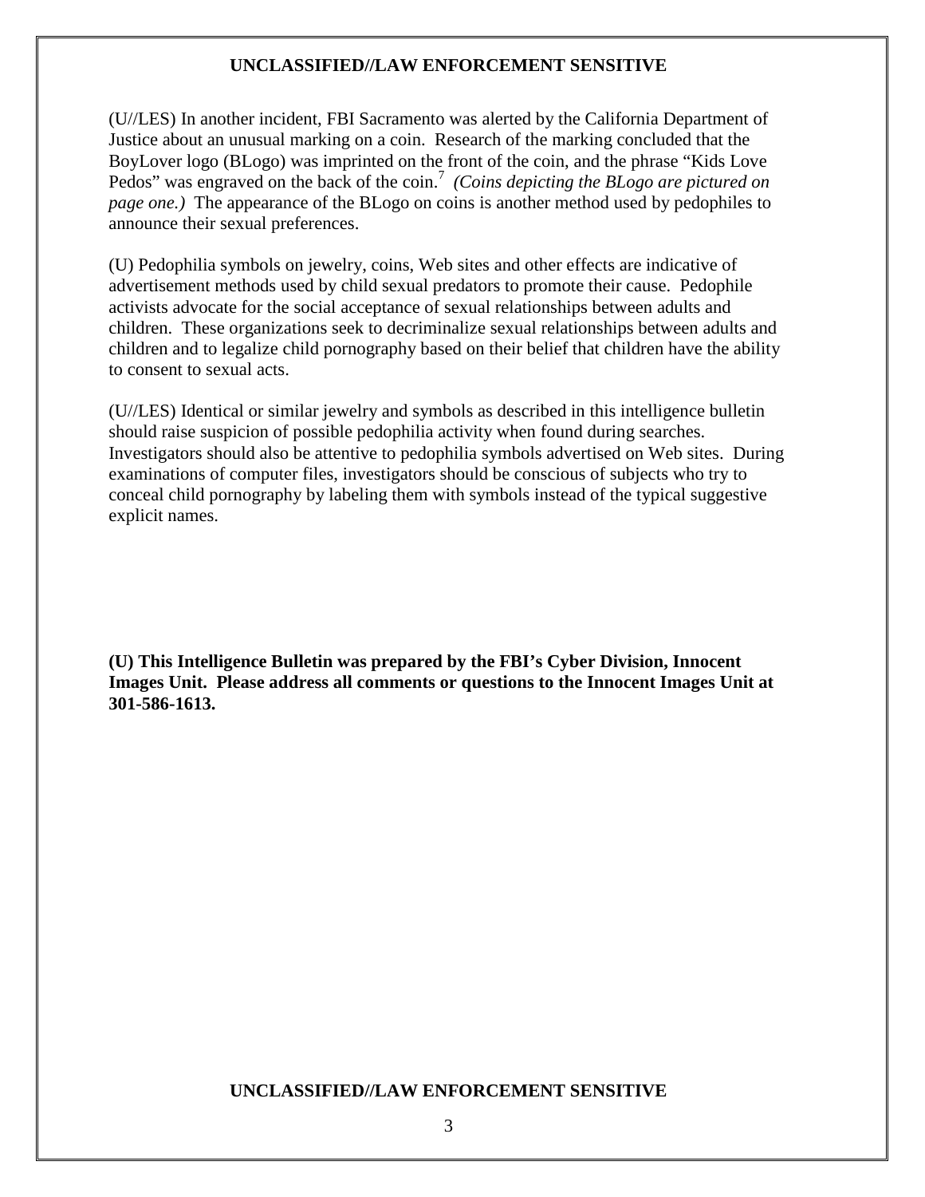(U//LES) In another incident, FBI Sacramento was alerted by the California Department of Justice about an unusual marking on a coin. Research of the marking concluded that the BoyLover logo (BLogo) was imprinted on the front of the coin, and the phrase "Kids Love Pedos" was engraved on the back of the coin.[7] *(Coins depicting the BLogo are pictured on page one.)* The appearance of the BLogo on coins is another method used by pedophiles to announce their sexual preferences.

(U) Pedophilia symbols on jewelry, coins, Web sites and other effects are indicative of advertisement methods used by child sexual predators to promote their cause. Pedophile activists advocate for the social acceptance of sexual relationships between adults and children. These organizations seek to decriminalize sexual relationships between adults and children and to legalize child pornography based on their belief that children have the ability to consent to sexual acts.

(U//LES) Identical or similar jewelry and symbols as described in this intelligence bulletin should raise suspicion of possible pedophilia activity when found during searches. Investigators should also be attentive to pedophilia symbols advertised on Web sites. During examinations of computer files, investigators should be conscious of subjects who try to conceal child pornography by labeling them with symbols instead of the typical suggestive explicit names.

**(U) This Intelligence Bulletin was prepared by the FBI's Cyber Division, Innocent Images Unit. Please address all comments or questions to the Innocent Images Unit at 301-586-1613.**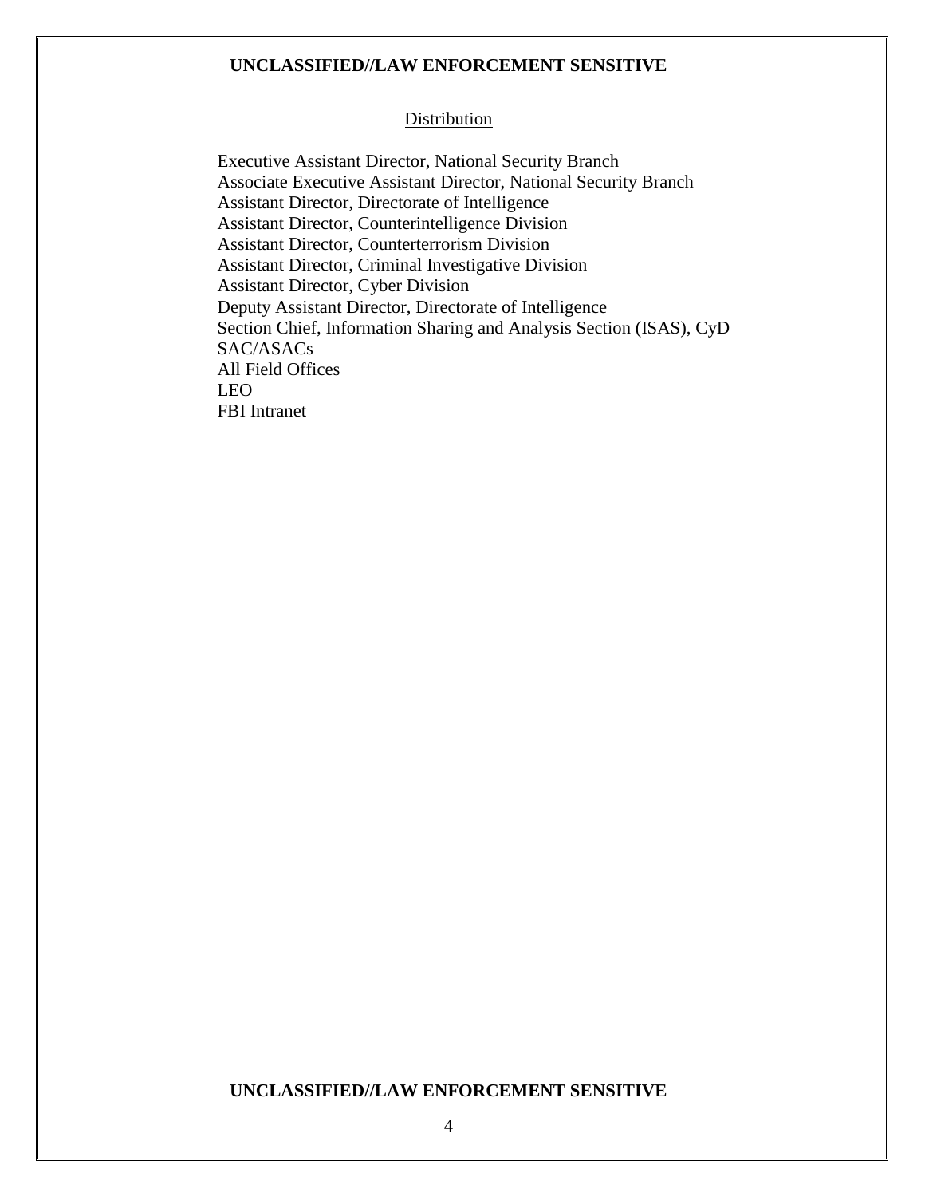Distribution

Executive Assistant Director, National Security Branch
Associate Executive Assistant Director, National Security Branch
Assistant Director, Directorate of Intelligence
Assistant Director, Counterintelligence Division
Assistant Director, Counterterrorism Division
Assistant Director, Criminal Investigative Division
Assistant Director, Cyber Division
Deputy Assistant Director, Directorate of Intelligence
Section Chief, Information Sharing and Analysis Section (ISAS), CyD
SAC/ASACs
All Field Offices
LEO
FBI Intranet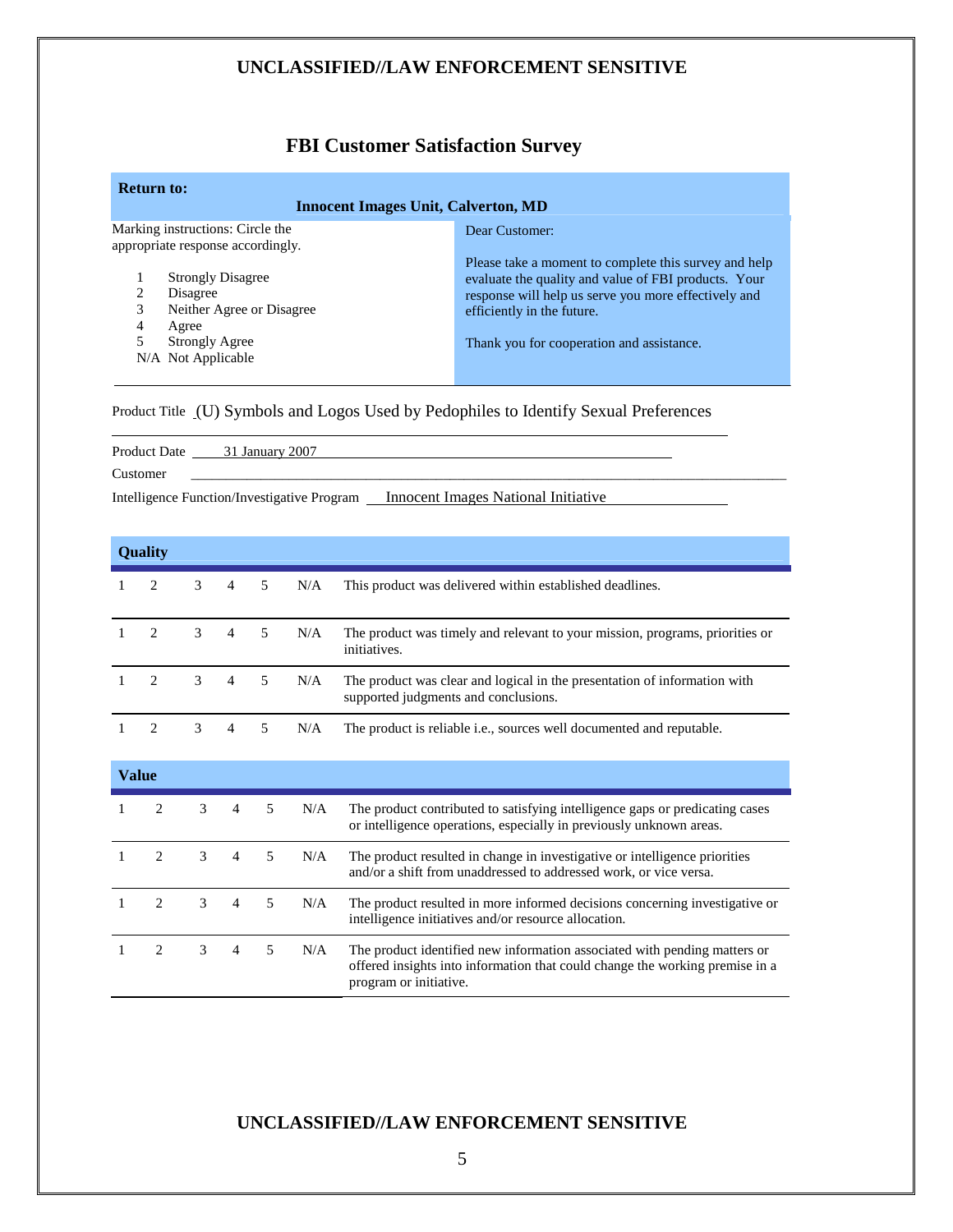# FBI Customer Satisfaction Survey

**Return to:**

**Innocent Images Unit, Calverton, MD**

Marking instructions: Circle the appropriate response accordingly.

1 Strongly Disagree
2 Disagree
3 Neither Agree or Disagree
4 Agree
5 Strongly Agree
N/A Not Applicable

Dear Customer:

Please take a moment to complete this survey and help evaluate the quality and value of FBI products. Your response will help us serve you more effectively and efficiently in the future.

Thank you for cooperation and assistance.

Product Title (U) Symbols and Logos Used by Pedophiles to Identify Sexual Preferences

Product Date 31 January 2007

Customer ______________________________

Intelligence Function/Investigative Program Innocent Images National Initiative

## Quality

| | | | | | | |
|---|---|---|---|---|---|---|
| 1 | 2 | 3 | 4 | 5 | N/A | This product was delivered within established deadlines. |
| 1 | 2 | 3 | 4 | 5 | N/A | The product was timely and relevant to your mission, programs, priorities or initiatives. |
| 1 | 2 | 3 | 4 | 5 | N/A | The product was clear and logical in the presentation of information with supported judgments and conclusions. |
| 1 | 2 | 3 | 4 | 5 | N/A | The product is reliable i.e., sources well documented and reputable. |

## Value

| | | | | | | |
|---|---|---|---|---|---|---|
| 1 | 2 | 3 | 4 | 5 | N/A | The product contributed to satisfying intelligence gaps or predicating cases or intelligence operations, especially in previously unknown areas. |
| 1 | 2 | 3 | 4 | 5 | N/A | The product resulted in change in investigative or intelligence priorities and/or a shift from unaddressed to addressed work, or vice versa. |
| 1 | 2 | 3 | 4 | 5 | N/A | The product resulted in more informed decisions concerning investigative or intelligence initiatives and/or resource allocation. |
| 1 | 2 | 3 | 4 | 5 | N/A | The product identified new information associated with pending matters or offered insights into information that could change the working premise in a program or initiative. |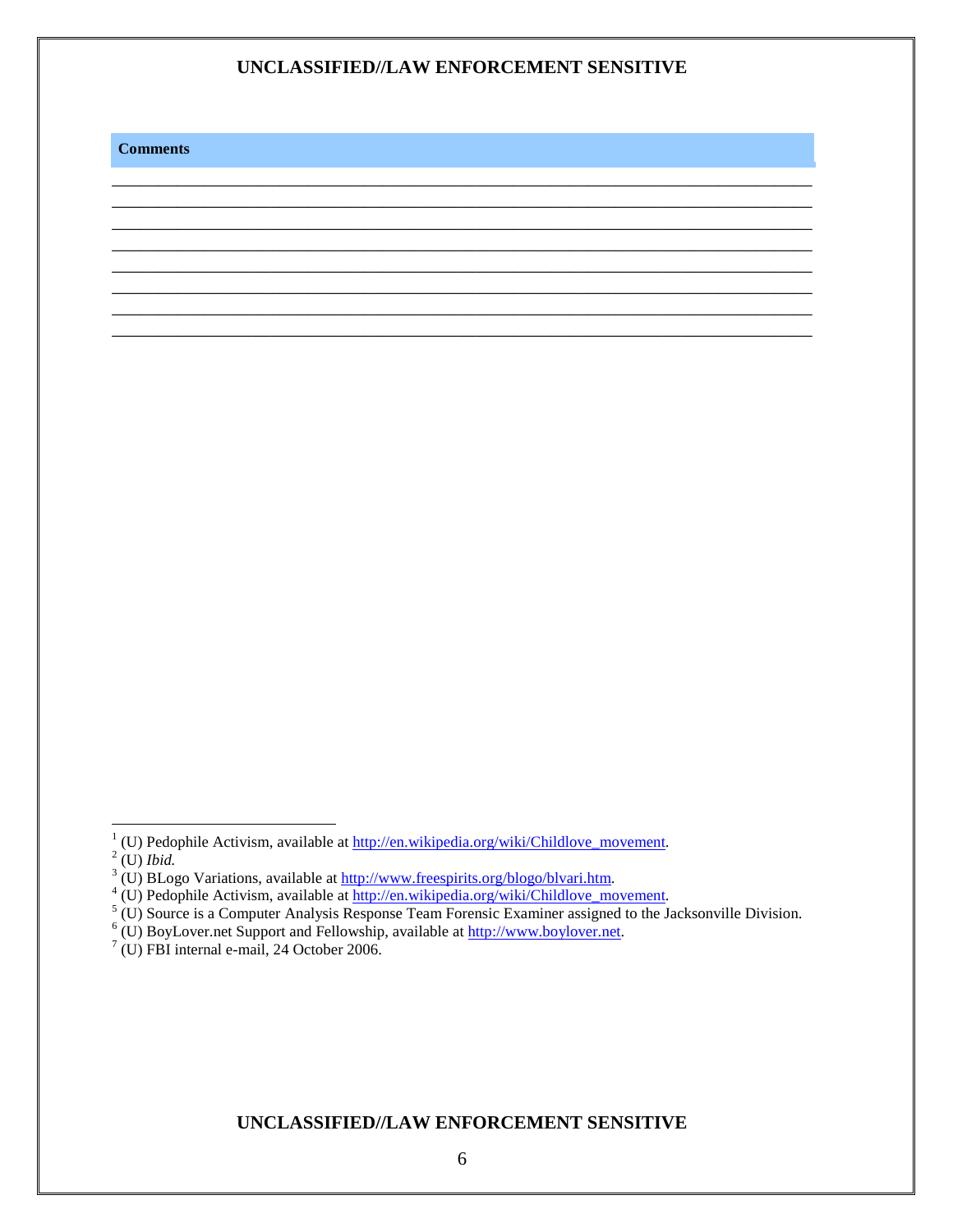**Comments**

________________________________________________________________________________
________________________________________________________________________________
________________________________________________________________________________
________________________________________________________________________________
________________________________________________________________________________
________________________________________________________________________________
________________________________________________________________________________
________________________________________________________________________________

---

[1] (U) Pedophile Activism, available at http://en.wikipedia.org/wiki/Childlove_movement.

[2] (U) *Ibid.*

[3] (U) BLogo Variations, available at http://www.freespirits.org/blogo/blvari.htm.

[4] (U) Pedophile Activism, available at http://en.wikipedia.org/wiki/Childlove_movement.

[5] (U) Source is a Computer Analysis Response Team Forensic Examiner assigned to the Jacksonville Division.

[6] (U) BoyLover.net Support and Fellowship, available at http://www.boylover.net.

[7] (U) FBI internal e-mail, 24 October 2006.